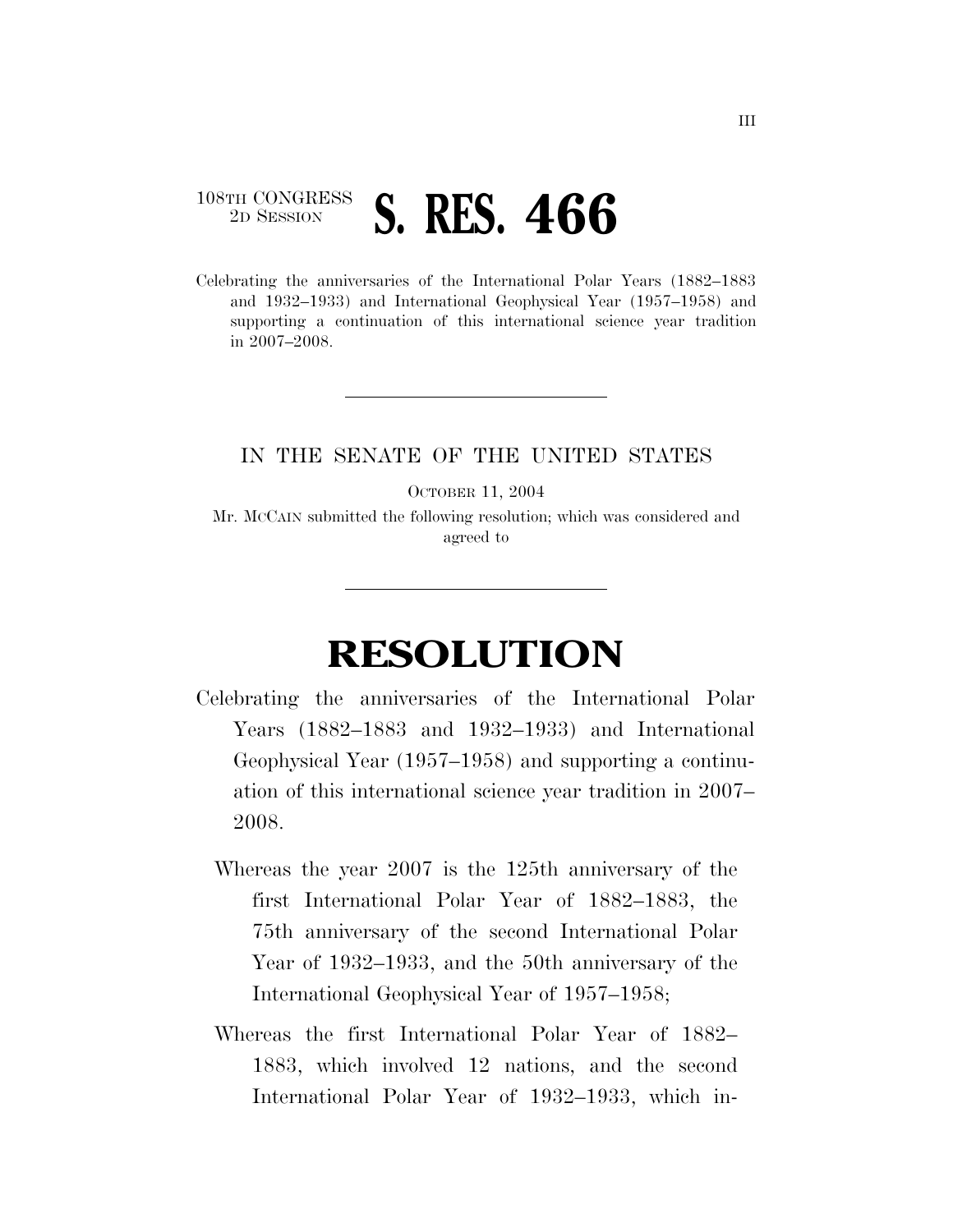108TH CONGRESS
2D SESSION

# S. RES. 466

Celebrating the anniversaries of the International Polar Years (1882–1883 and 1932–1933) and International Geophysical Year (1957–1958) and supporting a continuation of this international science year tradition in 2007–2008.

---

IN THE SENATE OF THE UNITED STATES

OCTOBER 11, 2004

Mr. MCCAIN submitted the following resolution; which was considered and agreed to

---

# RESOLUTION

Celebrating the anniversaries of the International Polar Years (1882–1883 and 1932–1933) and International Geophysical Year (1957–1958) and supporting a continuation of this international science year tradition in 2007–2008.

Whereas the year 2007 is the 125th anniversary of the first International Polar Year of 1882–1883, the 75th anniversary of the second International Polar Year of 1932–1933, and the 50th anniversary of the International Geophysical Year of 1957–1958;

Whereas the first International Polar Year of 1882–1883, which involved 12 nations, and the second International Polar Year of 1932–1933, which in-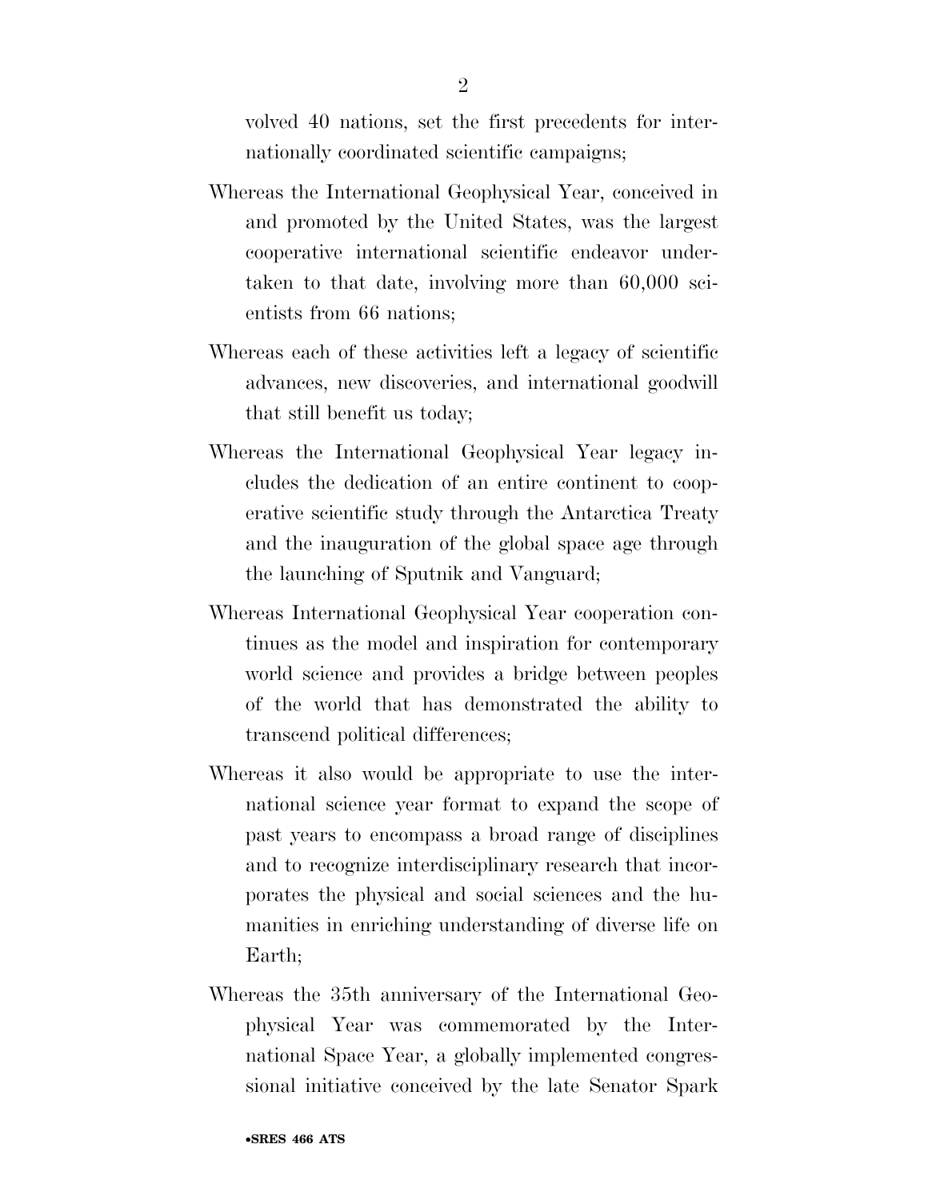volved 40 nations, set the first precedents for internationally coordinated scientific campaigns;

Whereas the International Geophysical Year, conceived in and promoted by the United States, was the largest cooperative international scientific endeavor undertaken to that date, involving more than 60,000 scientists from 66 nations;

Whereas each of these activities left a legacy of scientific advances, new discoveries, and international goodwill that still benefit us today;

Whereas the International Geophysical Year legacy includes the dedication of an entire continent to cooperative scientific study through the Antarctica Treaty and the inauguration of the global space age through the launching of Sputnik and Vanguard;

Whereas International Geophysical Year cooperation continues as the model and inspiration for contemporary world science and provides a bridge between peoples of the world that has demonstrated the ability to transcend political differences;

Whereas it also would be appropriate to use the international science year format to expand the scope of past years to encompass a broad range of disciplines and to recognize interdisciplinary research that incorporates the physical and social sciences and the humanities in enriching understanding of diverse life on Earth;

Whereas the 35th anniversary of the International Geophysical Year was commemorated by the International Space Year, a globally implemented congressional initiative conceived by the late Senator Spark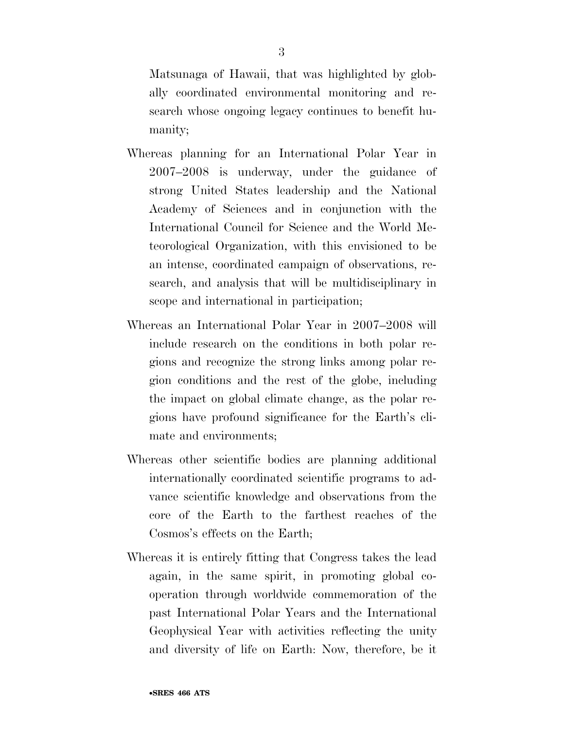Matsunaga of Hawaii, that was highlighted by globally coordinated environmental monitoring and research whose ongoing legacy continues to benefit humanity;

Whereas planning for an International Polar Year in 2007–2008 is underway, under the guidance of strong United States leadership and the National Academy of Sciences and in conjunction with the International Council for Science and the World Meteorological Organization, with this envisioned to be an intense, coordinated campaign of observations, research, and analysis that will be multidisciplinary in scope and international in participation;

Whereas an International Polar Year in 2007–2008 will include research on the conditions in both polar regions and recognize the strong links among polar region conditions and the rest of the globe, including the impact on global climate change, as the polar regions have profound significance for the Earth's climate and environments;

Whereas other scientific bodies are planning additional internationally coordinated scientific programs to advance scientific knowledge and observations from the core of the Earth to the farthest reaches of the Cosmos's effects on the Earth;

Whereas it is entirely fitting that Congress takes the lead again, in the same spirit, in promoting global cooperation through worldwide commemoration of the past International Polar Years and the International Geophysical Year with activities reflecting the unity and diversity of life on Earth: Now, therefore, be it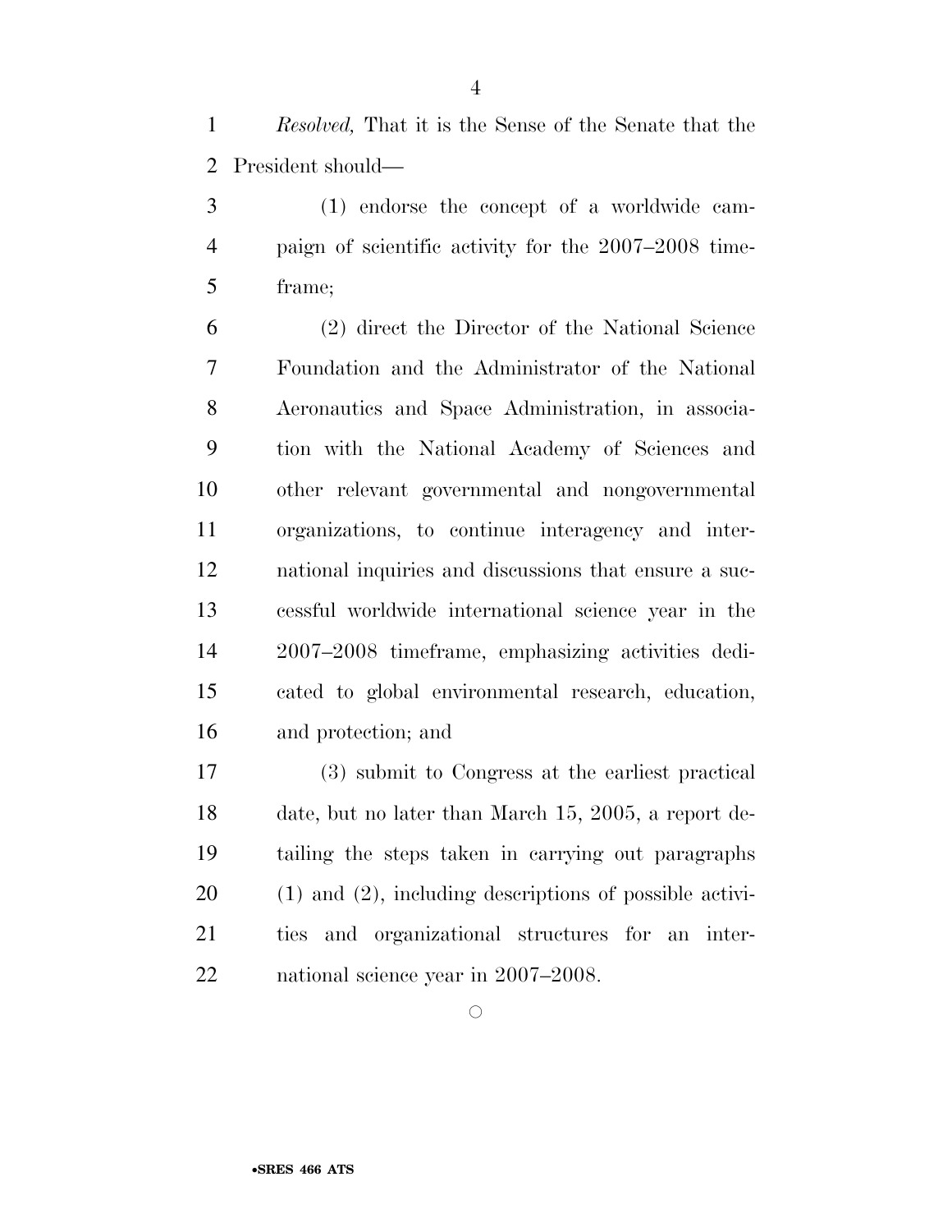*Resolved,* That it is the Sense of the Senate that the President should—

(1) endorse the concept of a worldwide campaign of scientific activity for the 2007–2008 timeframe;

(2) direct the Director of the National Science Foundation and the Administrator of the National Aeronautics and Space Administration, in association with the National Academy of Sciences and other relevant governmental and nongovernmental organizations, to continue interagency and international inquiries and discussions that ensure a successful worldwide international science year in the 2007–2008 timeframe, emphasizing activities dedicated to global environmental research, education, and protection; and

(3) submit to Congress at the earliest practical date, but no later than March 15, 2005, a report detailing the steps taken in carrying out paragraphs (1) and (2), including descriptions of possible activities and organizational structures for an international science year in 2007–2008.